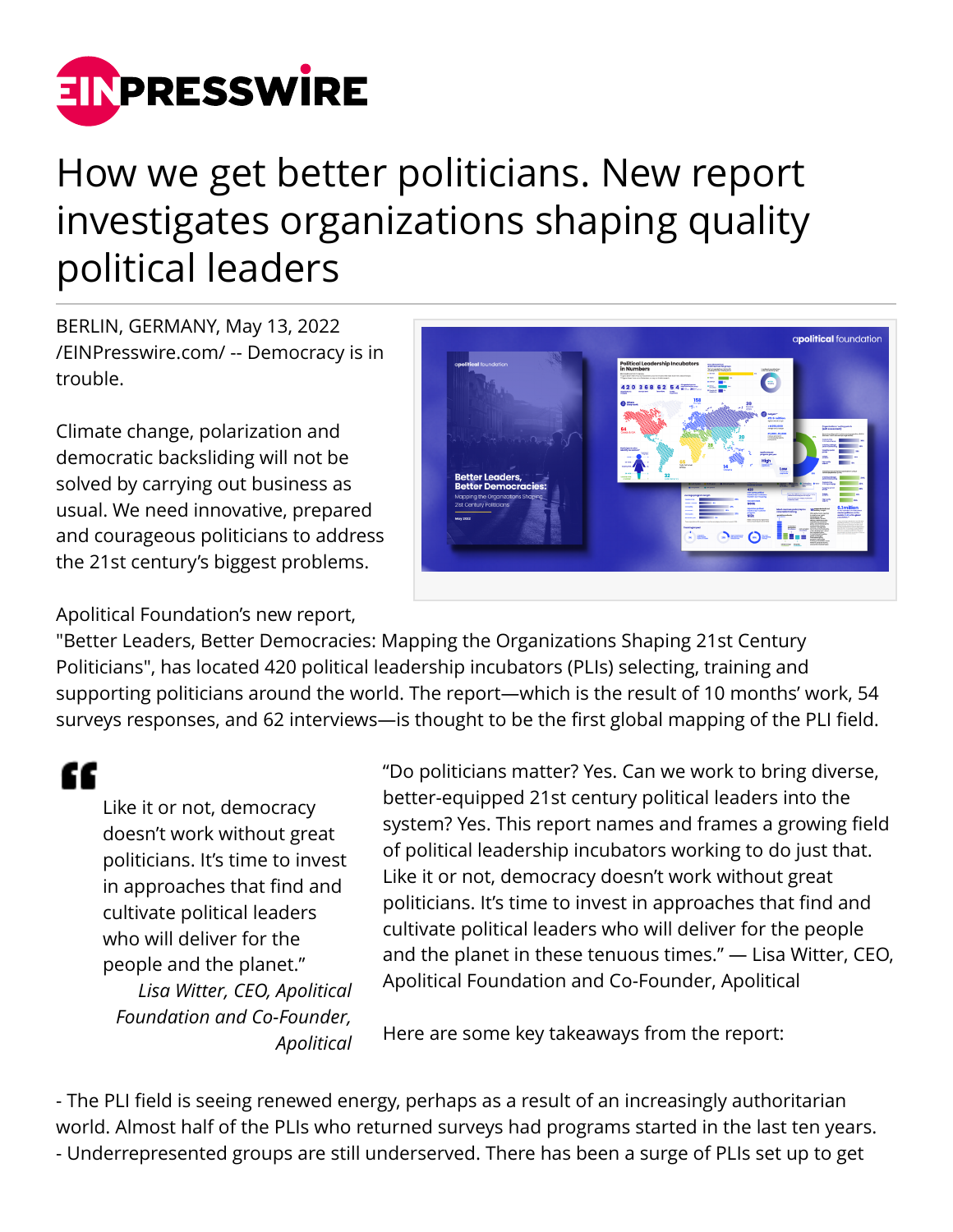# How we get better politicians. New report investigates organizations shaping quality political leaders

BERLIN, GERMANY, May 13, 2022 /EINPresswire.com/ -- Democracy is in trouble.

Climate change, polarization and democratic backsliding will not be solved by carrying out business as usual. We need innovative, prepared and courageous politicians to address the 21st century's biggest problems.

Apolitical Foundation's new report, "Better Leaders, Better Democracies: Mapping the Organizations Shaping 21st Century Politicians", has located 420 political leadership incubators (PLIs) selecting, training and supporting politicians around the world. The report—which is the result of 10 months' work, 54 surveys responses, and 62 interviews—is thought to be the first global mapping of the PLI field.

> Like it or not, democracy doesn't work without great politicians. It's time to invest in approaches that find and cultivate political leaders who will deliver for the people and the planet."
>
> *Lisa Witter, CEO, Apolitical Foundation and Co-Founder, Apolitical*

"Do politicians matter? Yes. Can we work to bring diverse, better-equipped 21st century political leaders into the system? Yes. This report names and frames a growing field of political leadership incubators working to do just that. Like it or not, democracy doesn't work without great politicians. It's time to invest in approaches that find and cultivate political leaders who will deliver for the people and the planet in these tenuous times." — Lisa Witter, CEO, Apolitical Foundation and Co-Founder, Apolitical

Here are some key takeaways from the report:

- The PLI field is seeing renewed energy, perhaps as a result of an increasingly authoritarian world. Almost half of the PLIs who returned surveys had programs started in the last ten years.
- Underrepresented groups are still underserved. There has been a surge of PLIs set up to get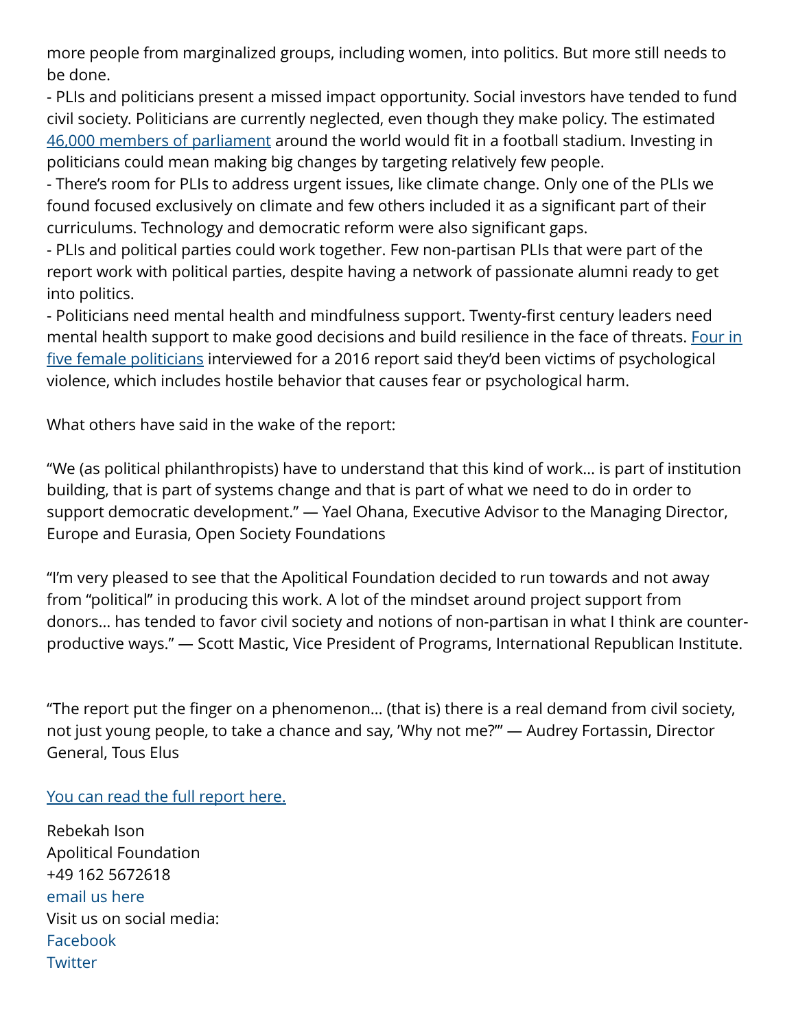more people from marginalized groups, including women, into politics. But more still needs to be done.

- PLIs and politicians present a missed impact opportunity. Social investors have tended to fund civil society. Politicians are currently neglected, even though they make policy. The estimated [46,000 members of parliament](#) around the world would fit in a football stadium. Investing in politicians could mean making big changes by targeting relatively few people.
- There's room for PLIs to address urgent issues, like climate change. Only one of the PLIs we found focused exclusively on climate and few others included it as a significant part of their curriculums. Technology and democratic reform were also significant gaps.
- PLIs and political parties could work together. Few non-partisan PLIs that were part of the report work with political parties, despite having a network of passionate alumni ready to get into politics.
- Politicians need mental health and mindfulness support. Twenty-first century leaders need mental health support to make good decisions and build resilience in the face of threats. [Four in five female politicians](#) interviewed for a 2016 report said they'd been victims of psychological violence, which includes hostile behavior that causes fear or psychological harm.

What others have said in the wake of the report:

"We (as political philanthropists) have to understand that this kind of work… is part of institution building, that is part of systems change and that is part of what we need to do in order to support democratic development." — Yael Ohana, Executive Advisor to the Managing Director, Europe and Eurasia, Open Society Foundations

"I'm very pleased to see that the Apolitical Foundation decided to run towards and not away from "political" in producing this work. A lot of the mindset around project support from donors… has tended to favor civil society and notions of non-partisan in what I think are counter-productive ways." — Scott Mastic, Vice President of Programs, International Republican Institute.

"The report put the finger on a phenomenon… (that is) there is a real demand from civil society, not just young people, to take a chance and say, 'Why not me?'" — Audrey Fortassin, Director General, Tous Elus

[You can read the full report here.](#)

Rebekah Ison
Apolitical Foundation
+49 162 5672618
email us here
Visit us on social media:
Facebook
Twitter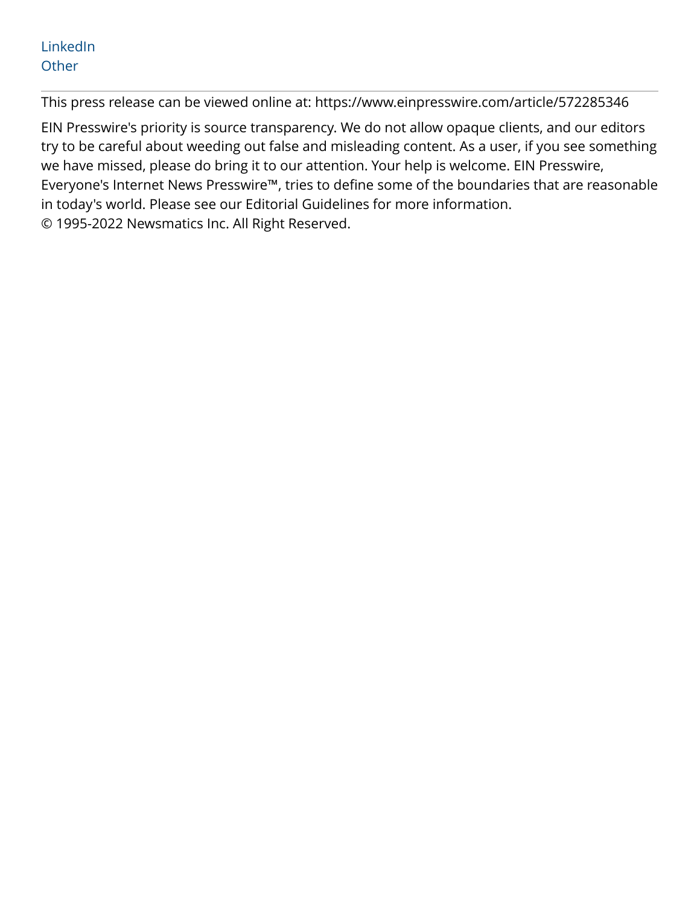LinkedIn
Other

---

This press release can be viewed online at: https://www.einpresswire.com/article/572285346

EIN Presswire's priority is source transparency. We do not allow opaque clients, and our editors try to be careful about weeding out false and misleading content. As a user, if you see something we have missed, please do bring it to our attention. Your help is welcome. EIN Presswire, Everyone's Internet News Presswire™, tries to define some of the boundaries that are reasonable in today's world. Please see our Editorial Guidelines for more information.
© 1995-2022 Newsmatics Inc. All Right Reserved.